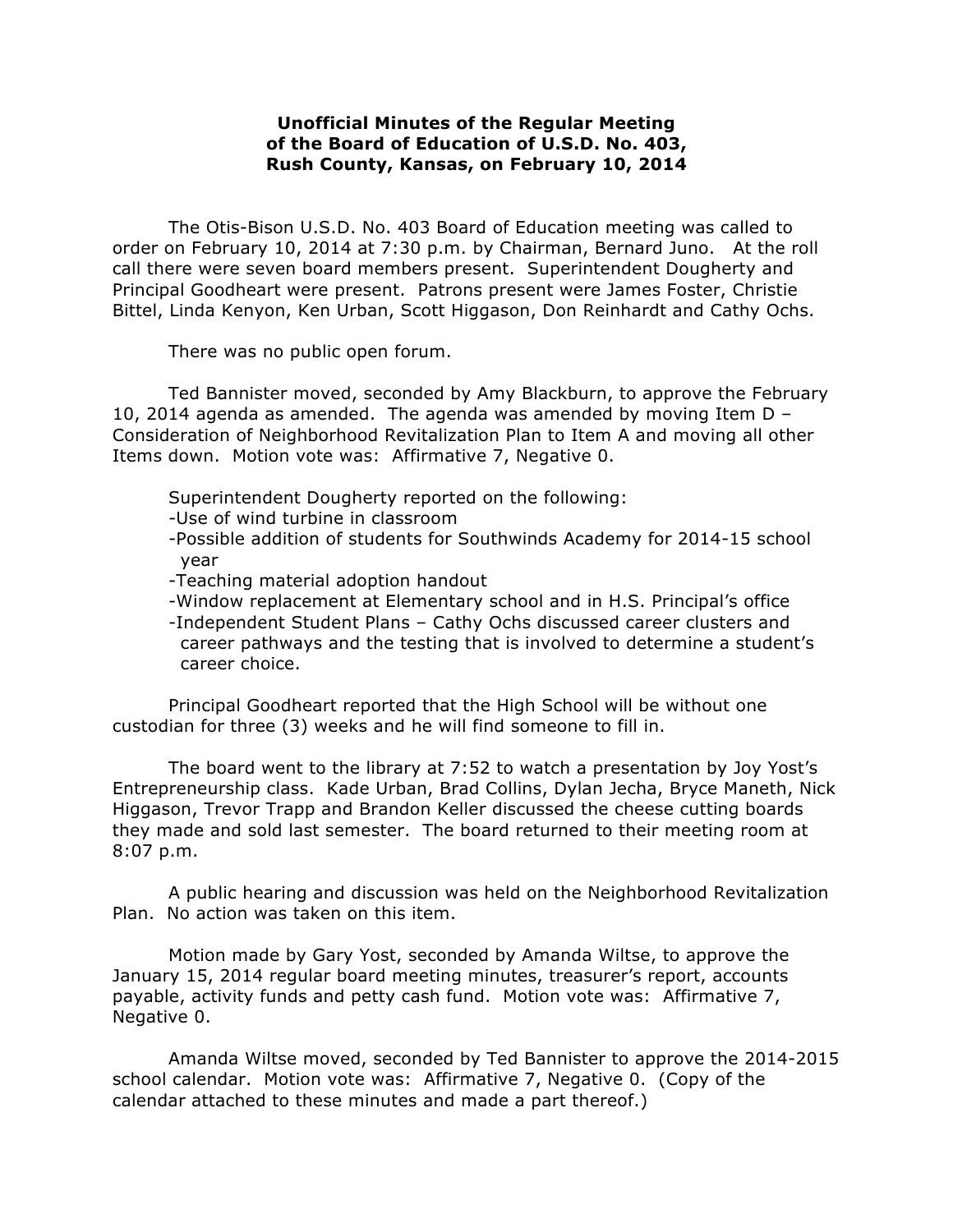# Unofficial Minutes of the Regular Meeting of the Board of Education of U.S.D. No. 403, Rush County, Kansas, on February 10, 2014

The Otis-Bison U.S.D. No. 403 Board of Education meeting was called to order on February 10, 2014 at 7:30 p.m. by Chairman, Bernard Juno. At the roll call there were seven board members present. Superintendent Dougherty and Principal Goodheart were present. Patrons present were James Foster, Christie Bittel, Linda Kenyon, Ken Urban, Scott Higgason, Don Reinhardt and Cathy Ochs.

There was no public open forum.

Ted Bannister moved, seconded by Amy Blackburn, to approve the February 10, 2014 agenda as amended. The agenda was amended by moving Item D – Consideration of Neighborhood Revitalization Plan to Item A and moving all other Items down. Motion vote was: Affirmative 7, Negative 0.

Superintendent Dougherty reported on the following:

- Use of wind turbine in classroom
- Possible addition of students for Southwinds Academy for 2014-15 school year
- Teaching material adoption handout
- Window replacement at Elementary school and in H.S. Principal's office
- Independent Student Plans – Cathy Ochs discussed career clusters and career pathways and the testing that is involved to determine a student's career choice.

Principal Goodheart reported that the High School will be without one custodian for three (3) weeks and he will find someone to fill in.

The board went to the library at 7:52 to watch a presentation by Joy Yost's Entrepreneurship class. Kade Urban, Brad Collins, Dylan Jecha, Bryce Maneth, Nick Higgason, Trevor Trapp and Brandon Keller discussed the cheese cutting boards they made and sold last semester. The board returned to their meeting room at 8:07 p.m.

A public hearing and discussion was held on the Neighborhood Revitalization Plan. No action was taken on this item.

Motion made by Gary Yost, seconded by Amanda Wiltse, to approve the January 15, 2014 regular board meeting minutes, treasurer's report, accounts payable, activity funds and petty cash fund. Motion vote was: Affirmative 7, Negative 0.

Amanda Wiltse moved, seconded by Ted Bannister to approve the 2014-2015 school calendar. Motion vote was: Affirmative 7, Negative 0. (Copy of the calendar attached to these minutes and made a part thereof.)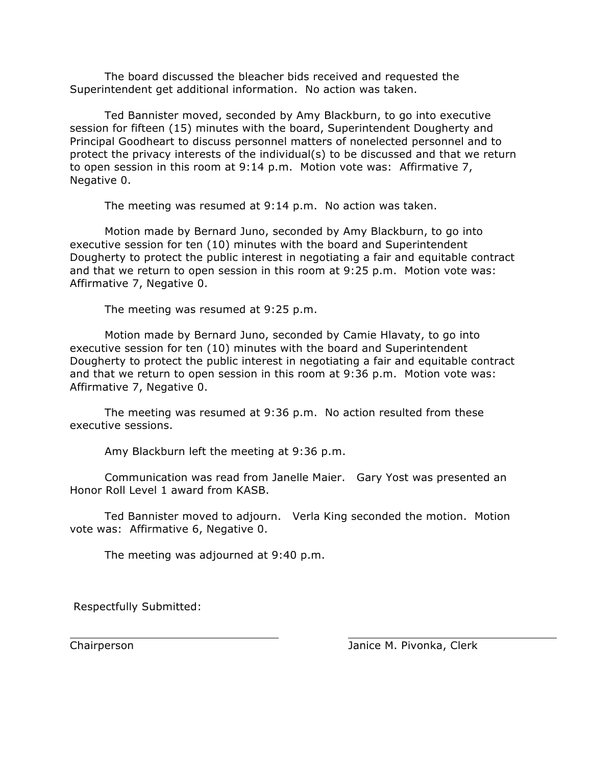The board discussed the bleacher bids received and requested the Superintendent get additional information. No action was taken.

Ted Bannister moved, seconded by Amy Blackburn, to go into executive session for fifteen (15) minutes with the board, Superintendent Dougherty and Principal Goodheart to discuss personnel matters of nonelected personnel and to protect the privacy interests of the individual(s) to be discussed and that we return to open session in this room at 9:14 p.m. Motion vote was: Affirmative 7, Negative 0.

The meeting was resumed at 9:14 p.m. No action was taken.

Motion made by Bernard Juno, seconded by Amy Blackburn, to go into executive session for ten (10) minutes with the board and Superintendent Dougherty to protect the public interest in negotiating a fair and equitable contract and that we return to open session in this room at 9:25 p.m. Motion vote was: Affirmative 7, Negative 0.

The meeting was resumed at 9:25 p.m.

Motion made by Bernard Juno, seconded by Camie Hlavaty, to go into executive session for ten (10) minutes with the board and Superintendent Dougherty to protect the public interest in negotiating a fair and equitable contract and that we return to open session in this room at 9:36 p.m. Motion vote was: Affirmative 7, Negative 0.

The meeting was resumed at 9:36 p.m. No action resulted from these executive sessions.

Amy Blackburn left the meeting at 9:36 p.m.

Communication was read from Janelle Maier. Gary Yost was presented an Honor Roll Level 1 award from KASB.

Ted Bannister moved to adjourn. Verla King seconded the motion. Motion vote was: Affirmative 6, Negative 0.

The meeting was adjourned at 9:40 p.m.

Respectfully Submitted:

| | |
|---|---|
| \_\_\_\_\_\_\_\_\_\_\_\_\_\_\_\_\_\_\_\_\_\_\_\_\_\_\_\_ | \_\_\_\_\_\_\_\_\_\_\_\_\_\_\_\_\_\_\_\_\_\_\_\_\_\_\_\_ |
| Chairperson | Janice M. Pivonka, Clerk |